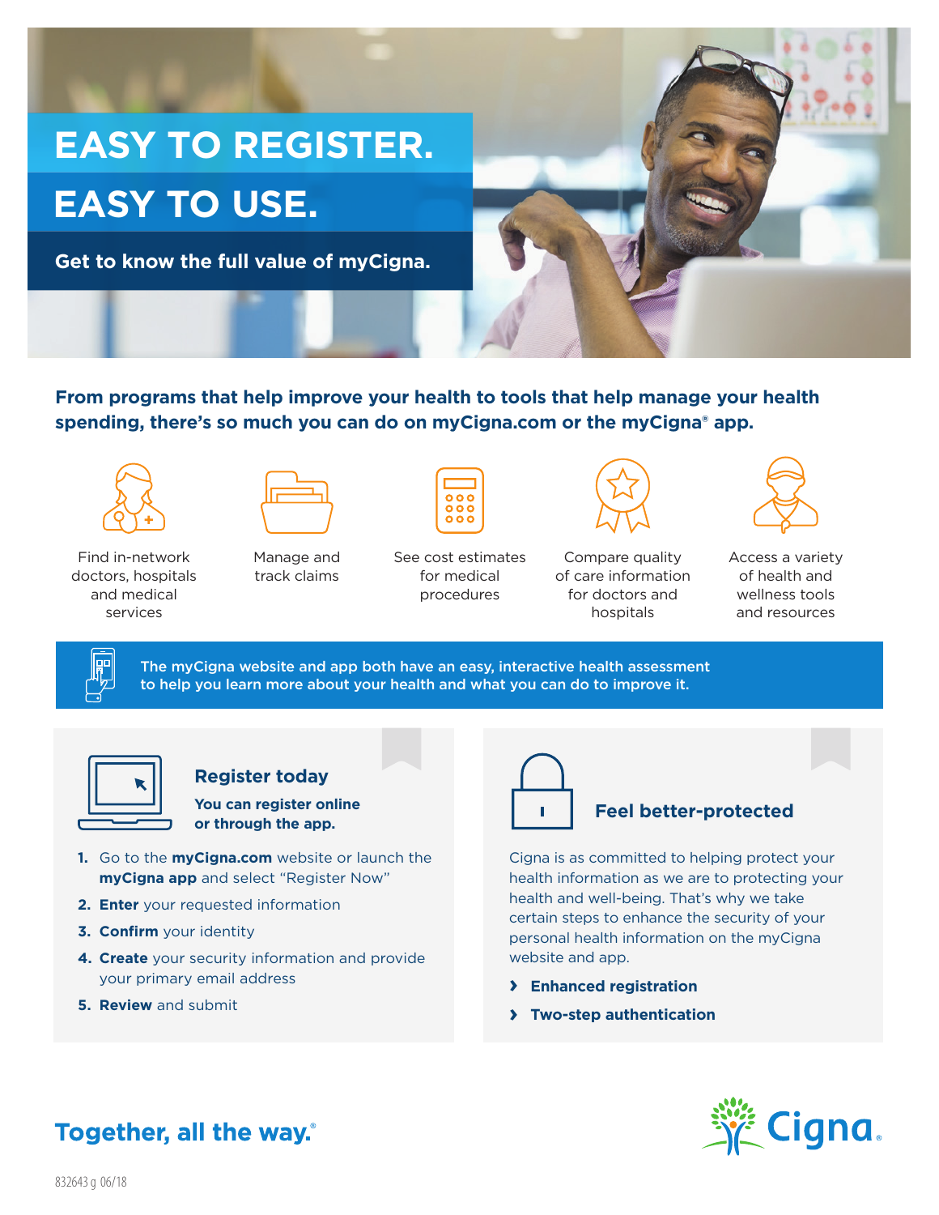# EASY TO REGISTER.
# EASY TO USE.

**Get to know the full value of myCigna.**

**From programs that help improve your health to tools that help manage your health spending, there's so much you can do on myCigna.com or the myCigna® app.**

- Find in-network doctors, hospitals and medical services
- Manage and track claims
- See cost estimates for medical procedures
- Compare quality of care information for doctors and hospitals
- Access a variety of health and wellness tools and resources

**The myCigna website and app both have an easy, interactive health assessment to help you learn more about your health and what you can do to improve it.**

## Register today

**You can register online or through the app.**

1. Go to the **myCigna.com** website or launch the **myCigna app** and select "Register Now"
2. **Enter** your requested information
3. **Confirm** your identity
4. **Create** your security information and provide your primary email address
5. **Review** and submit

## Feel better-protected

Cigna is as committed to helping protect your health information as we are to protecting your health and well-being. That's why we take certain steps to enhance the security of your personal health information on the myCigna website and app.

- **Enhanced registration**
- **Two-step authentication**

**Together, all the way.®**

Cigna

832643 g 06/18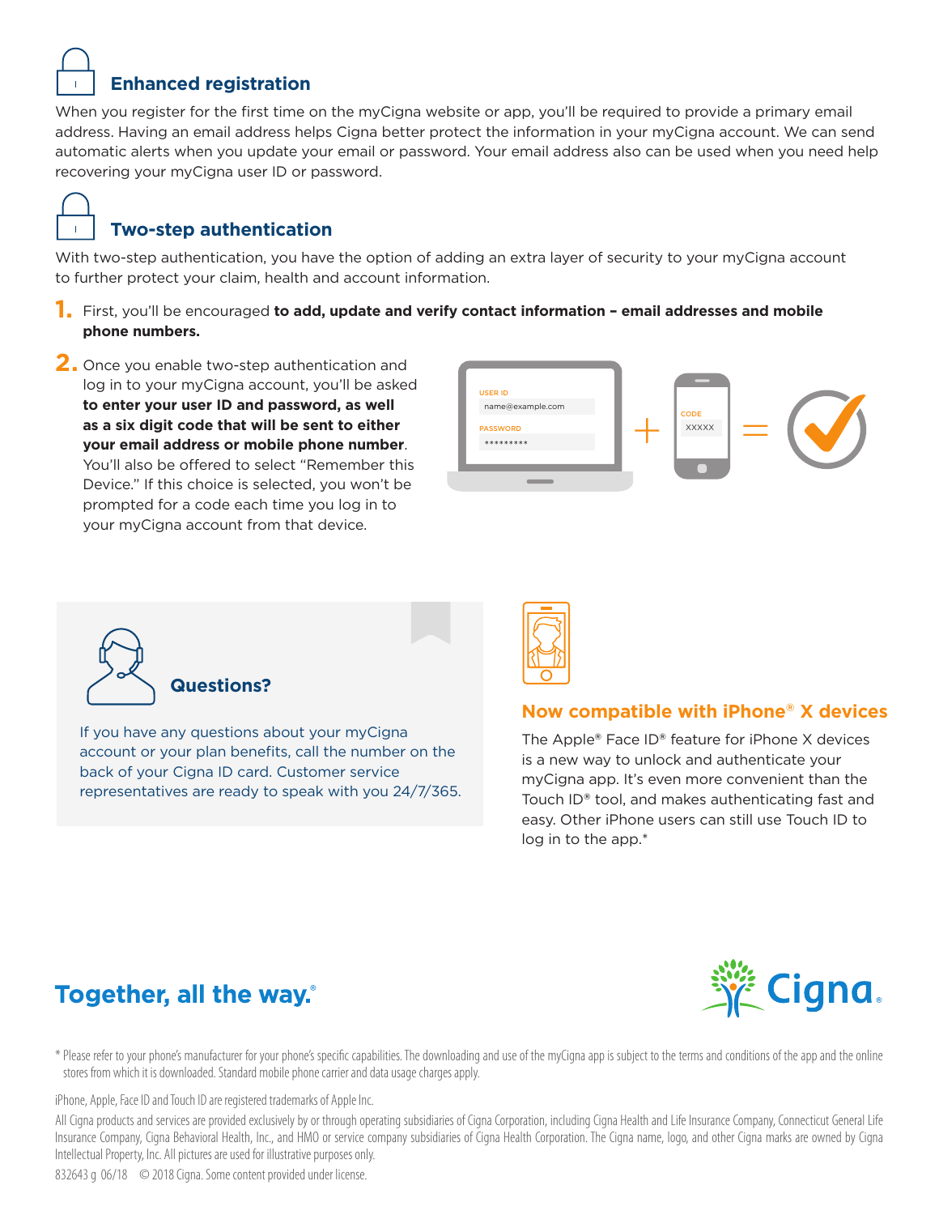## Enhanced registration

When you register for the first time on the myCigna website or app, you'll be required to provide a primary email address. Having an email address helps Cigna better protect the information in your myCigna account. We can send automatic alerts when you update your email or password. Your email address also can be used when you need help recovering your myCigna user ID or password.

## Two-step authentication

With two-step authentication, you have the option of adding an extra layer of security to your myCigna account to further protect your claim, health and account information.

1. First, you'll be encouraged **to add, update and verify contact information – email addresses and mobile phone numbers.**
2. Once you enable two-step authentication and log in to your myCigna account, you'll be asked **to enter your user ID and password, as well as a six digit code that will be sent to either your email address or mobile phone number**. You'll also be offered to select "Remember this Device." If this choice is selected, you won't be prompted for a code each time you log in to your myCigna account from that device.

USER ID
name@example.com
PASSWORD
*********
CODE
XXXXX

### Questions?

If you have any questions about your myCigna account or your plan benefits, call the number on the back of your Cigna ID card. Customer service representatives are ready to speak with you 24/7/365.

### Now compatible with iPhone® X devices

The Apple® Face ID® feature for iPhone X devices is a new way to unlock and authenticate your myCigna app. It's even more convenient than the Touch ID® tool, and makes authenticating fast and easy. Other iPhone users can still use Touch ID to log in to the app.*

**Together, all the way.®**

Cigna.

* Please refer to your phone's manufacturer for your phone's specific capabilities. The downloading and use of the myCigna app is subject to the terms and conditions of the app and the online stores from which it is downloaded. Standard mobile phone carrier and data usage charges apply.

iPhone, Apple, Face ID and Touch ID are registered trademarks of Apple Inc.

All Cigna products and services are provided exclusively by or through operating subsidiaries of Cigna Corporation, including Cigna Health and Life Insurance Company, Connecticut General Life Insurance Company, Cigna Behavioral Health, Inc., and HMO or service company subsidiaries of Cigna Health Corporation. The Cigna name, logo, and other Cigna marks are owned by Cigna Intellectual Property, Inc. All pictures are used for illustrative purposes only.

832643 g 06/18 © 2018 Cigna. Some content provided under license.